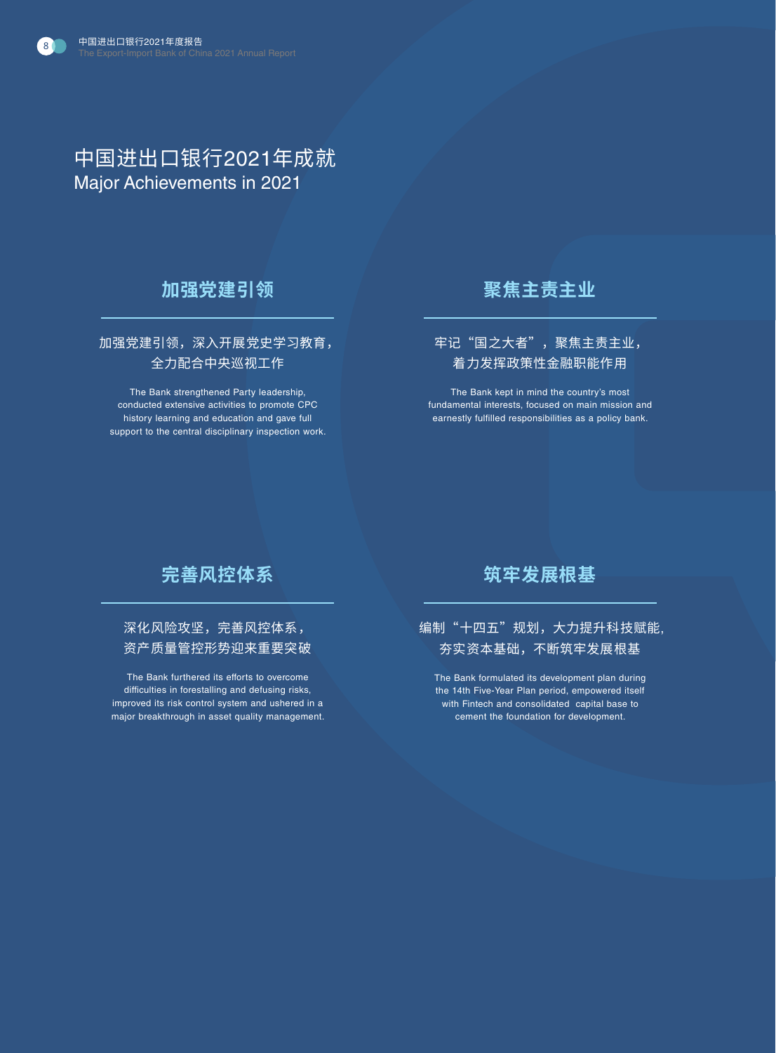# 中国进出口银行2021年成就
# Major Achievements in 2021

## 加强党建引领

加强党建引领，深入开展党史学习教育，全力配合中央巡视工作

The Bank strengthened Party leadership, conducted extensive activities to promote CPC history learning and education and gave full support to the central disciplinary inspection work.

## 聚焦主责主业

牢记“国之大者”，聚焦主责主业，着力发挥政策性金融职能作用

The Bank kept in mind the country's most fundamental interests, focused on main mission and earnestly fulfilled responsibilities as a policy bank.

## 完善风控体系

深化风险攻坚，完善风控体系，资产质量管控形势迎来重要突破

The Bank furthered its efforts to overcome difficulties in forestalling and defusing risks, improved its risk control system and ushered in a major breakthrough in asset quality management.

## 筑牢发展根基

编制“十四五”规划，大力提升科技赋能，夯实资本基础，不断筑牢发展根基

The Bank formulated its development plan during the 14th Five-Year Plan period, empowered itself with Fintech and consolidated capital base to cement the foundation for development.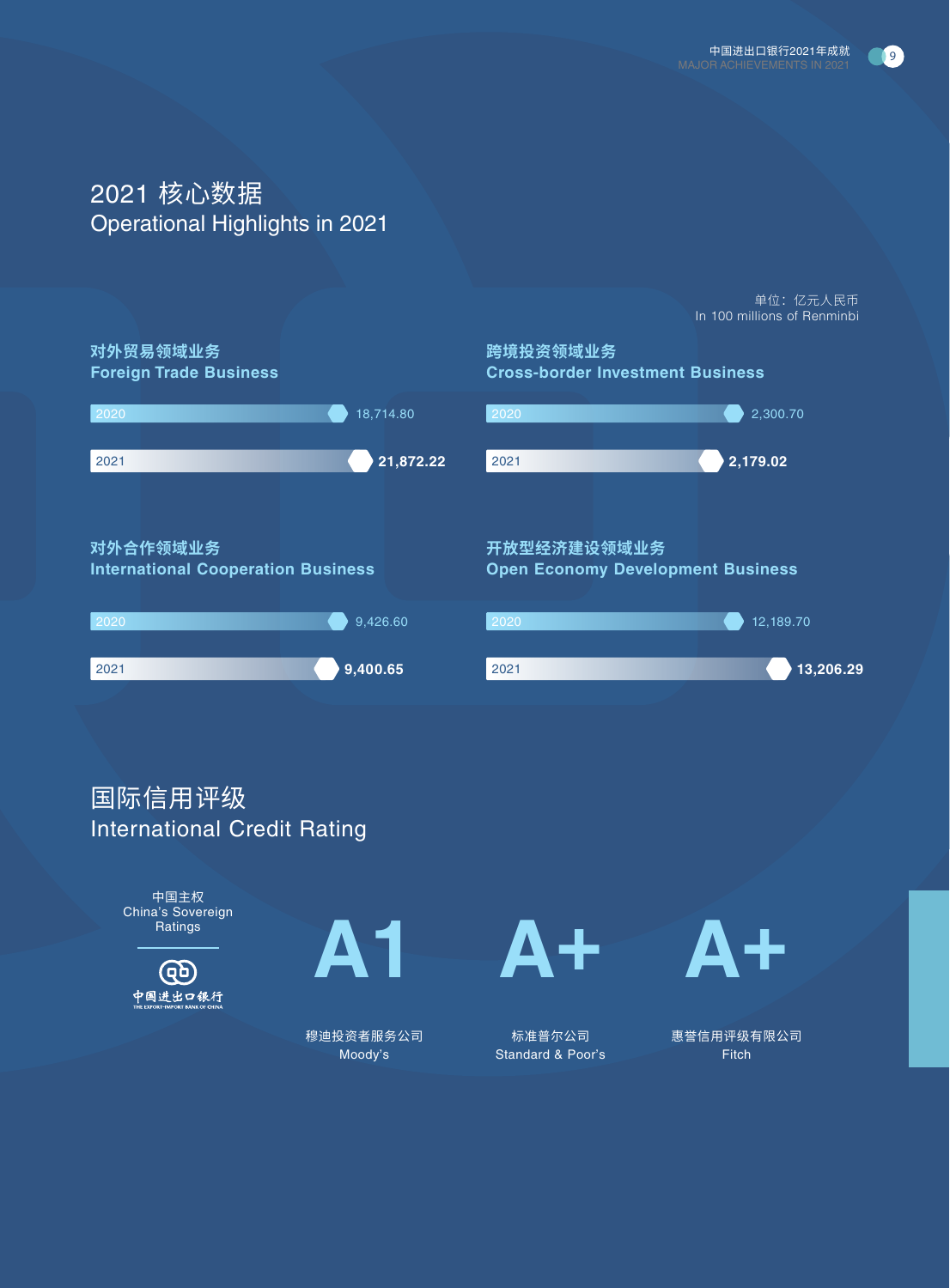# 2021 核心数据
# Operational Highlights in 2021

单位：亿元人民币
In 100 millions of Renminbi

## 对外贸易领域业务
## Foreign Trade Business

2020 18,714.80

2021 **21,872.22**

## 跨境投资领域业务
## Cross-border Investment Business

2020 2,300.70

2021 **2,179.02**

## 对外合作领域业务
## International Cooperation Business

2020 9,426.60

2021 **9,400.65**

## 开放型经济建设领域业务
## Open Economy Development Business

2020 12,189.70

2021 **13,206.29**

# 国际信用评级
# International Credit Rating

中国主权
China's Sovereign Ratings

中国进出口银行
THE EXPORT-IMPORT BANK OF CHINA

| | | |
|---|---|---|
| A1 | A+ | A+ |
| 穆迪投资者服务公司<br>Moody's | 标准普尔公司<br>Standard & Poor's | 惠誉信用评级有限公司<br>Fitch |